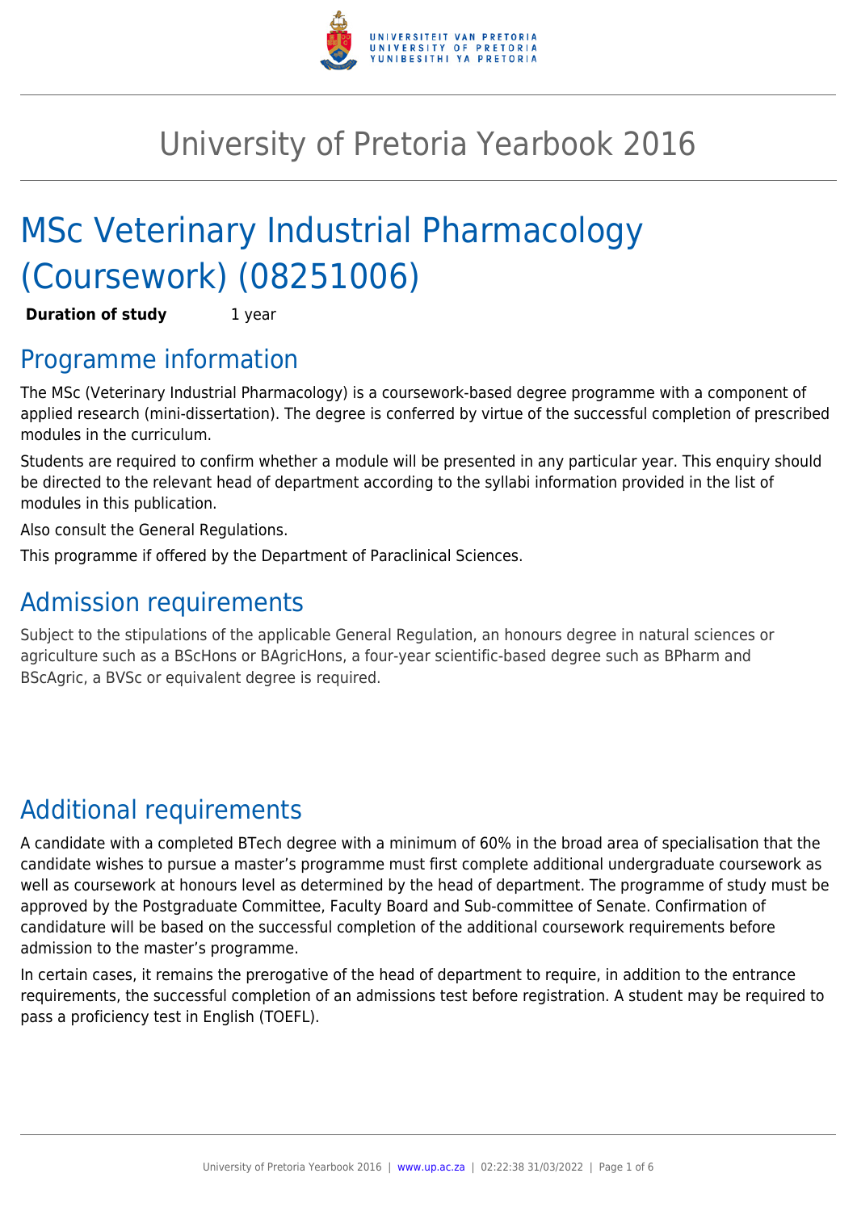# University of Pretoria Yearbook 2016

# MSc Veterinary Industrial Pharmacology (Coursework) (08251006)

**Duration of study** 1 year

## Programme information

The MSc (Veterinary Industrial Pharmacology) is a coursework-based degree programme with a component of applied research (mini-dissertation). The degree is conferred by virtue of the successful completion of prescribed modules in the curriculum.

Students are required to confirm whether a module will be presented in any particular year. This enquiry should be directed to the relevant head of department according to the syllabi information provided in the list of modules in this publication.

Also consult the General Regulations.

This programme if offered by the Department of Paraclinical Sciences.

## Admission requirements

Subject to the stipulations of the applicable General Regulation, an honours degree in natural sciences or agriculture such as a BScHons or BAgricHons, a four-year scientific-based degree such as BPharm and BScAgric, a BVSc or equivalent degree is required.

## Additional requirements

A candidate with a completed BTech degree with a minimum of 60% in the broad area of specialisation that the candidate wishes to pursue a master's programme must first complete additional undergraduate coursework as well as coursework at honours level as determined by the head of department. The programme of study must be approved by the Postgraduate Committee, Faculty Board and Sub-committee of Senate. Confirmation of candidature will be based on the successful completion of the additional coursework requirements before admission to the master's programme.

In certain cases, it remains the prerogative of the head of department to require, in addition to the entrance requirements, the successful completion of an admissions test before registration. A student may be required to pass a proficiency test in English (TOEFL).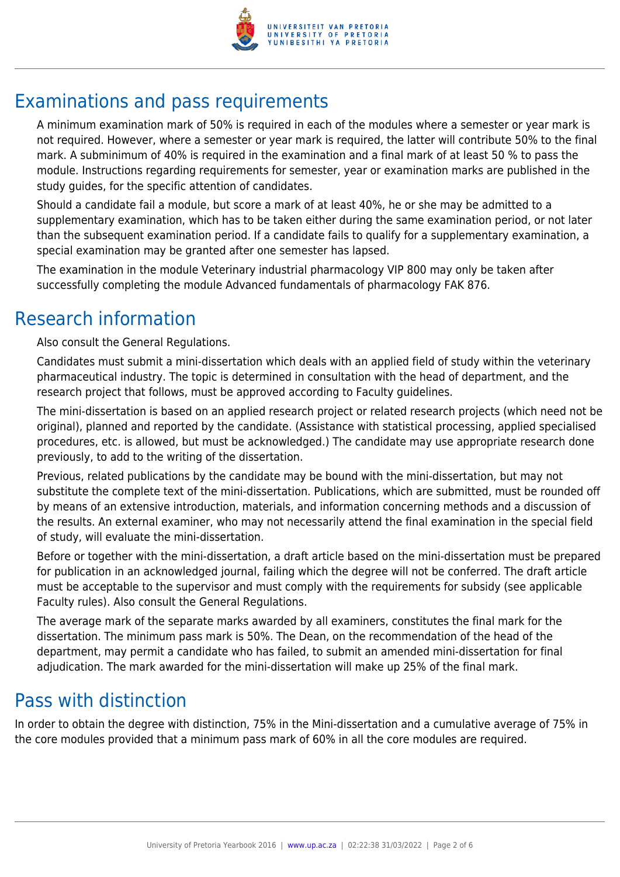## Examinations and pass requirements

A minimum examination mark of 50% is required in each of the modules where a semester or year mark is not required. However, where a semester or year mark is required, the latter will contribute 50% to the final mark. A subminimum of 40% is required in the examination and a final mark of at least 50 % to pass the module. Instructions regarding requirements for semester, year or examination marks are published in the study guides, for the specific attention of candidates.

Should a candidate fail a module, but score a mark of at least 40%, he or she may be admitted to a supplementary examination, which has to be taken either during the same examination period, or not later than the subsequent examination period. If a candidate fails to qualify for a supplementary examination, a special examination may be granted after one semester has lapsed.

The examination in the module Veterinary industrial pharmacology VIP 800 may only be taken after successfully completing the module Advanced fundamentals of pharmacology FAK 876.

## Research information

Also consult the General Regulations.

Candidates must submit a mini-dissertation which deals with an applied field of study within the veterinary pharmaceutical industry. The topic is determined in consultation with the head of department, and the research project that follows, must be approved according to Faculty guidelines.

The mini-dissertation is based on an applied research project or related research projects (which need not be original), planned and reported by the candidate. (Assistance with statistical processing, applied specialised procedures, etc. is allowed, but must be acknowledged.) The candidate may use appropriate research done previously, to add to the writing of the dissertation.

Previous, related publications by the candidate may be bound with the mini-dissertation, but may not substitute the complete text of the mini-dissertation. Publications, which are submitted, must be rounded off by means of an extensive introduction, materials, and information concerning methods and a discussion of the results. An external examiner, who may not necessarily attend the final examination in the special field of study, will evaluate the mini-dissertation.

Before or together with the mini-dissertation, a draft article based on the mini-dissertation must be prepared for publication in an acknowledged journal, failing which the degree will not be conferred. The draft article must be acceptable to the supervisor and must comply with the requirements for subsidy (see applicable Faculty rules). Also consult the General Regulations.

The average mark of the separate marks awarded by all examiners, constitutes the final mark for the dissertation. The minimum pass mark is 50%. The Dean, on the recommendation of the head of the department, may permit a candidate who has failed, to submit an amended mini-dissertation for final adjudication. The mark awarded for the mini-dissertation will make up 25% of the final mark.

## Pass with distinction

In order to obtain the degree with distinction, 75% in the Mini-dissertation and a cumulative average of 75% in the core modules provided that a minimum pass mark of 60% in all the core modules are required.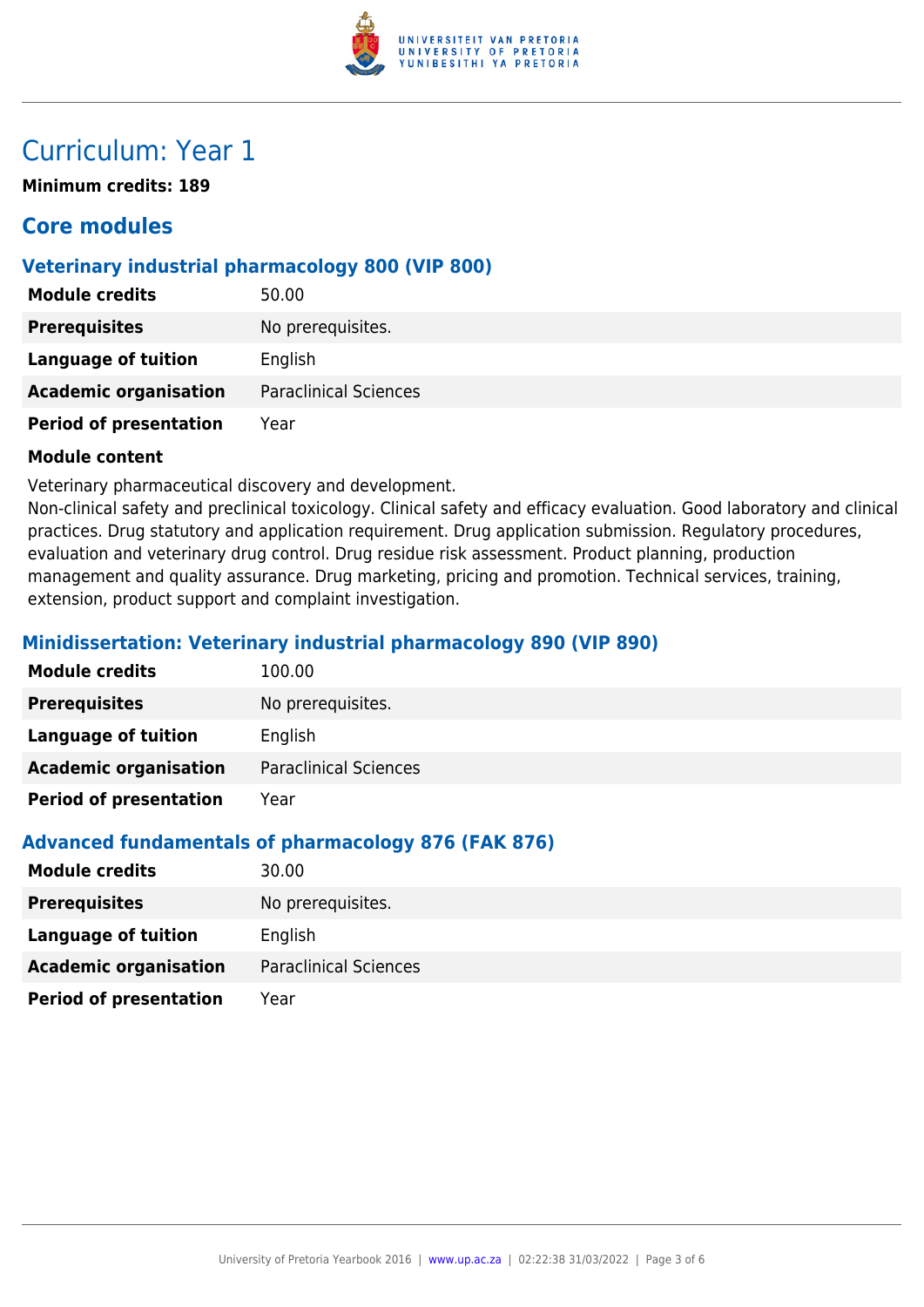# Curriculum: Year 1

**Minimum credits: 189**

## Core modules

### Veterinary industrial pharmacology 800 (VIP 800)

| | |
|---|---|
| **Module credits** | 50.00 |
| **Prerequisites** | No prerequisites. |
| **Language of tuition** | English |
| **Academic organisation** | Paraclinical Sciences |
| **Period of presentation** | Year |

**Module content**

Veterinary pharmaceutical discovery and development.
Non-clinical safety and preclinical toxicology. Clinical safety and efficacy evaluation. Good laboratory and clinical practices. Drug statutory and application requirement. Drug application submission. Regulatory procedures, evaluation and veterinary drug control. Drug residue risk assessment. Product planning, production management and quality assurance. Drug marketing, pricing and promotion. Technical services, training, extension, product support and complaint investigation.

### Minidissertation: Veterinary industrial pharmacology 890 (VIP 890)

| | |
|---|---|
| **Module credits** | 100.00 |
| **Prerequisites** | No prerequisites. |
| **Language of tuition** | English |
| **Academic organisation** | Paraclinical Sciences |
| **Period of presentation** | Year |

### Advanced fundamentals of pharmacology 876 (FAK 876)

| | |
|---|---|
| **Module credits** | 30.00 |
| **Prerequisites** | No prerequisites. |
| **Language of tuition** | English |
| **Academic organisation** | Paraclinical Sciences |
| **Period of presentation** | Year |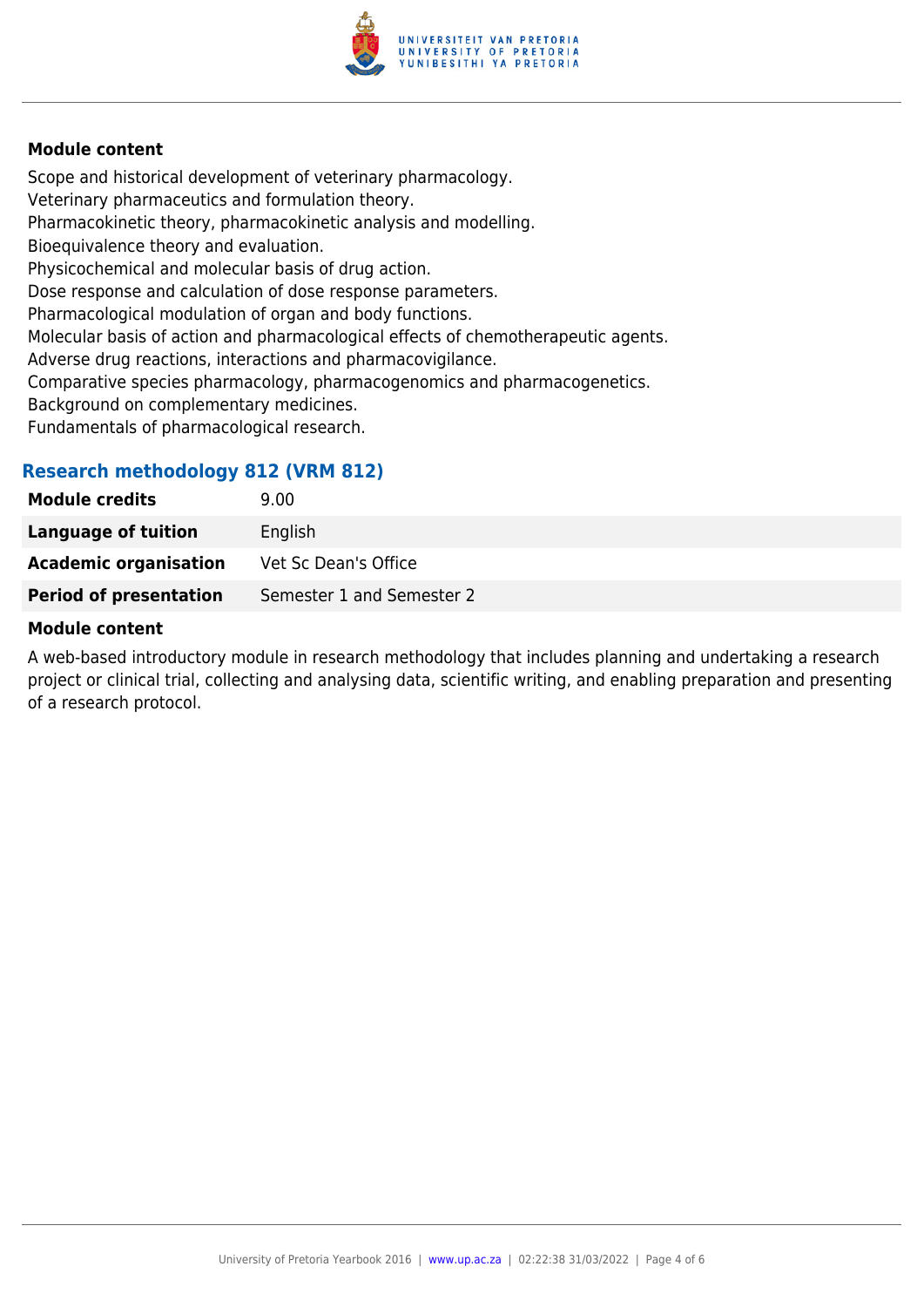**Module content**

Scope and historical development of veterinary pharmacology.
Veterinary pharmaceutics and formulation theory.
Pharmacokinetic theory, pharmacokinetic analysis and modelling.
Bioequivalence theory and evaluation.
Physicochemical and molecular basis of drug action.
Dose response and calculation of dose response parameters.
Pharmacological modulation of organ and body functions.
Molecular basis of action and pharmacological effects of chemotherapeutic agents.
Adverse drug reactions, interactions and pharmacovigilance.
Comparative species pharmacology, pharmacogenomics and pharmacogenetics.
Background on complementary medicines.
Fundamentals of pharmacological research.

### Research methodology 812 (VRM 812)

| **Module credits** | 9.00 |
|---|---|
| **Language of tuition** | English |
| **Academic organisation** | Vet Sc Dean's Office |
| **Period of presentation** | Semester 1 and Semester 2 |

**Module content**

A web-based introductory module in research methodology that includes planning and undertaking a research project or clinical trial, collecting and analysing data, scientific writing, and enabling preparation and presenting of a research protocol.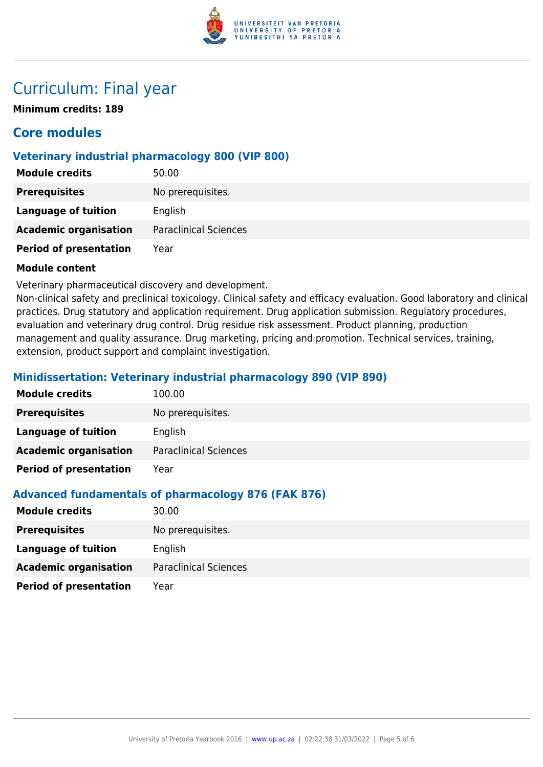# Curriculum: Final year

**Minimum credits: 189**

## Core modules

### Veterinary industrial pharmacology 800 (VIP 800)

| | |
|---|---|
| **Module credits** | 50.00 |
| **Prerequisites** | No prerequisites. |
| **Language of tuition** | English |
| **Academic organisation** | Paraclinical Sciences |
| **Period of presentation** | Year |

**Module content**

Veterinary pharmaceutical discovery and development.
Non-clinical safety and preclinical toxicology. Clinical safety and efficacy evaluation. Good laboratory and clinical practices. Drug statutory and application requirement. Drug application submission. Regulatory procedures, evaluation and veterinary drug control. Drug residue risk assessment. Product planning, production management and quality assurance. Drug marketing, pricing and promotion. Technical services, training, extension, product support and complaint investigation.

### Minidissertation: Veterinary industrial pharmacology 890 (VIP 890)

| | |
|---|---|
| **Module credits** | 100.00 |
| **Prerequisites** | No prerequisites. |
| **Language of tuition** | English |
| **Academic organisation** | Paraclinical Sciences |
| **Period of presentation** | Year |

### Advanced fundamentals of pharmacology 876 (FAK 876)

| | |
|---|---|
| **Module credits** | 30.00 |
| **Prerequisites** | No prerequisites. |
| **Language of tuition** | English |
| **Academic organisation** | Paraclinical Sciences |
| **Period of presentation** | Year |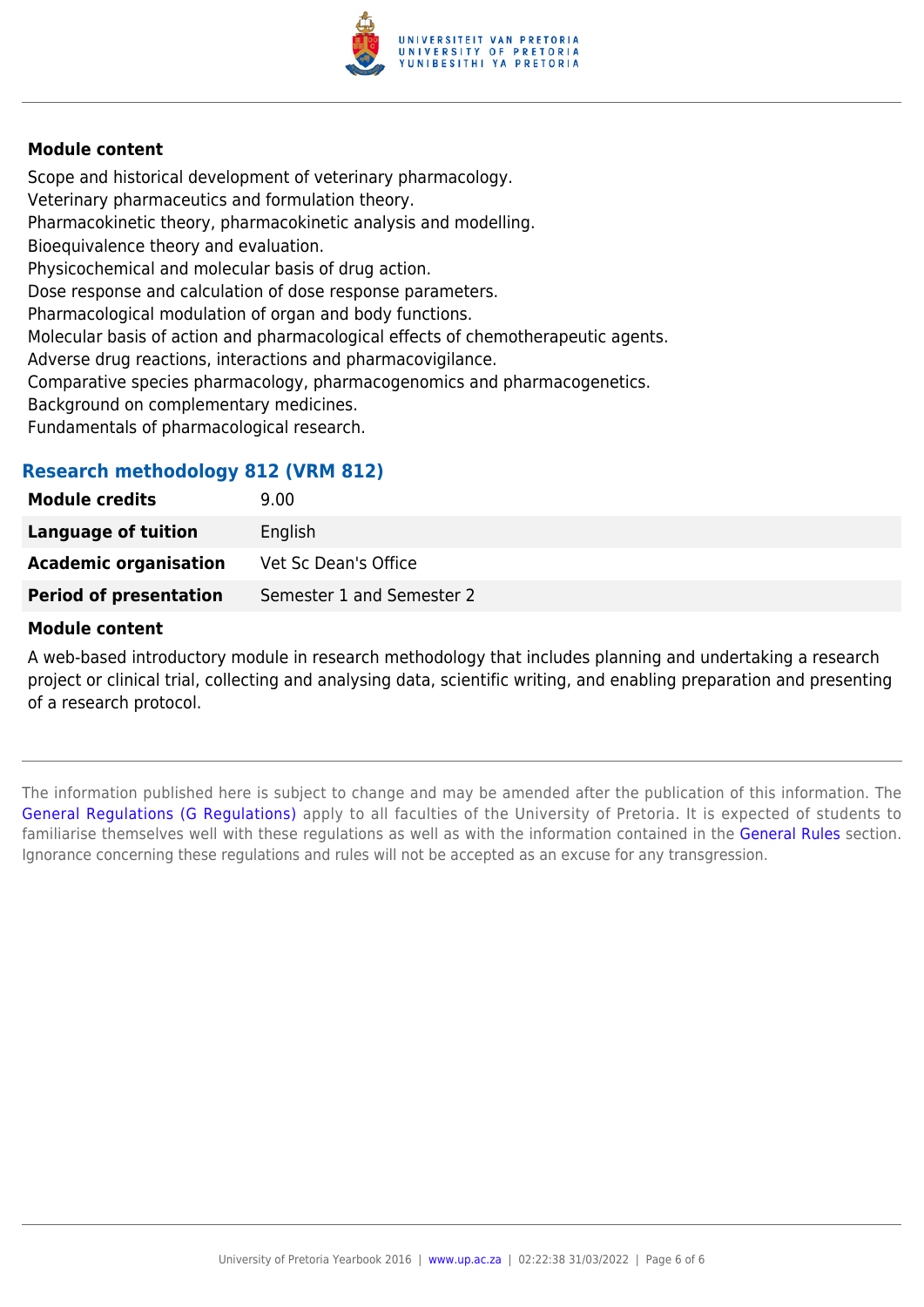**Module content**

Scope and historical development of veterinary pharmacology.
Veterinary pharmaceutics and formulation theory.
Pharmacokinetic theory, pharmacokinetic analysis and modelling.
Bioequivalence theory and evaluation.
Physicochemical and molecular basis of drug action.
Dose response and calculation of dose response parameters.
Pharmacological modulation of organ and body functions.
Molecular basis of action and pharmacological effects of chemotherapeutic agents.
Adverse drug reactions, interactions and pharmacovigilance.
Comparative species pharmacology, pharmacogenomics and pharmacogenetics.
Background on complementary medicines.
Fundamentals of pharmacological research.

## Research methodology 812 (VRM 812)

| | |
|---|---|
| **Module credits** | 9.00 |
| **Language of tuition** | English |
| **Academic organisation** | Vet Sc Dean's Office |
| **Period of presentation** | Semester 1 and Semester 2 |

**Module content**

A web-based introductory module in research methodology that includes planning and undertaking a research project or clinical trial, collecting and analysing data, scientific writing, and enabling preparation and presenting of a research protocol.

The information published here is subject to change and may be amended after the publication of this information. The General Regulations (G Regulations) apply to all faculties of the University of Pretoria. It is expected of students to familiarise themselves well with these regulations as well as with the information contained in the General Rules section. Ignorance concerning these regulations and rules will not be accepted as an excuse for any transgression.